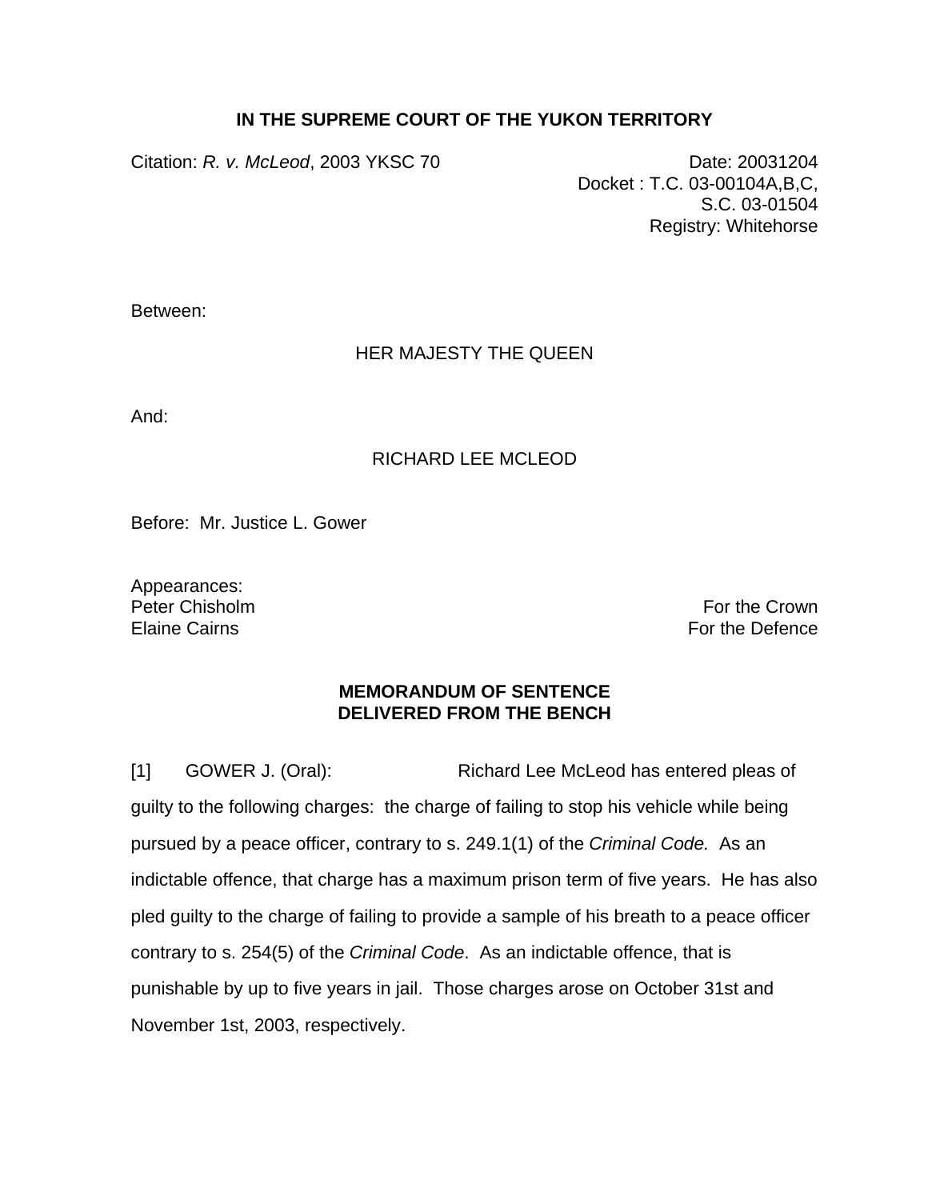**IN THE SUPREME COURT OF THE YUKON TERRITORY**

Citation: *R. v. McLeod*, 2003 YKSC 70

Date: 20031204
Docket : T.C. 03-00104A,B,C,
S.C. 03-01504
Registry: Whitehorse

Between:

HER MAJESTY THE QUEEN

And:

RICHARD LEE MCLEOD

Before: Mr. Justice L. Gower

Appearances:
Peter Chisholm — For the Crown
Elaine Cairns — For the Defence

**MEMORANDUM OF SENTENCE**
**DELIVERED FROM THE BENCH**

[1] GOWER J. (Oral): Richard Lee McLeod has entered pleas of guilty to the following charges: the charge of failing to stop his vehicle while being pursued by a peace officer, contrary to s. 249.1(1) of the *Criminal Code.* As an indictable offence, that charge has a maximum prison term of five years. He has also pled guilty to the charge of failing to provide a sample of his breath to a peace officer contrary to s. 254(5) of the *Criminal Code*. As an indictable offence, that is punishable by up to five years in jail. Those charges arose on October 31st and November 1st, 2003, respectively.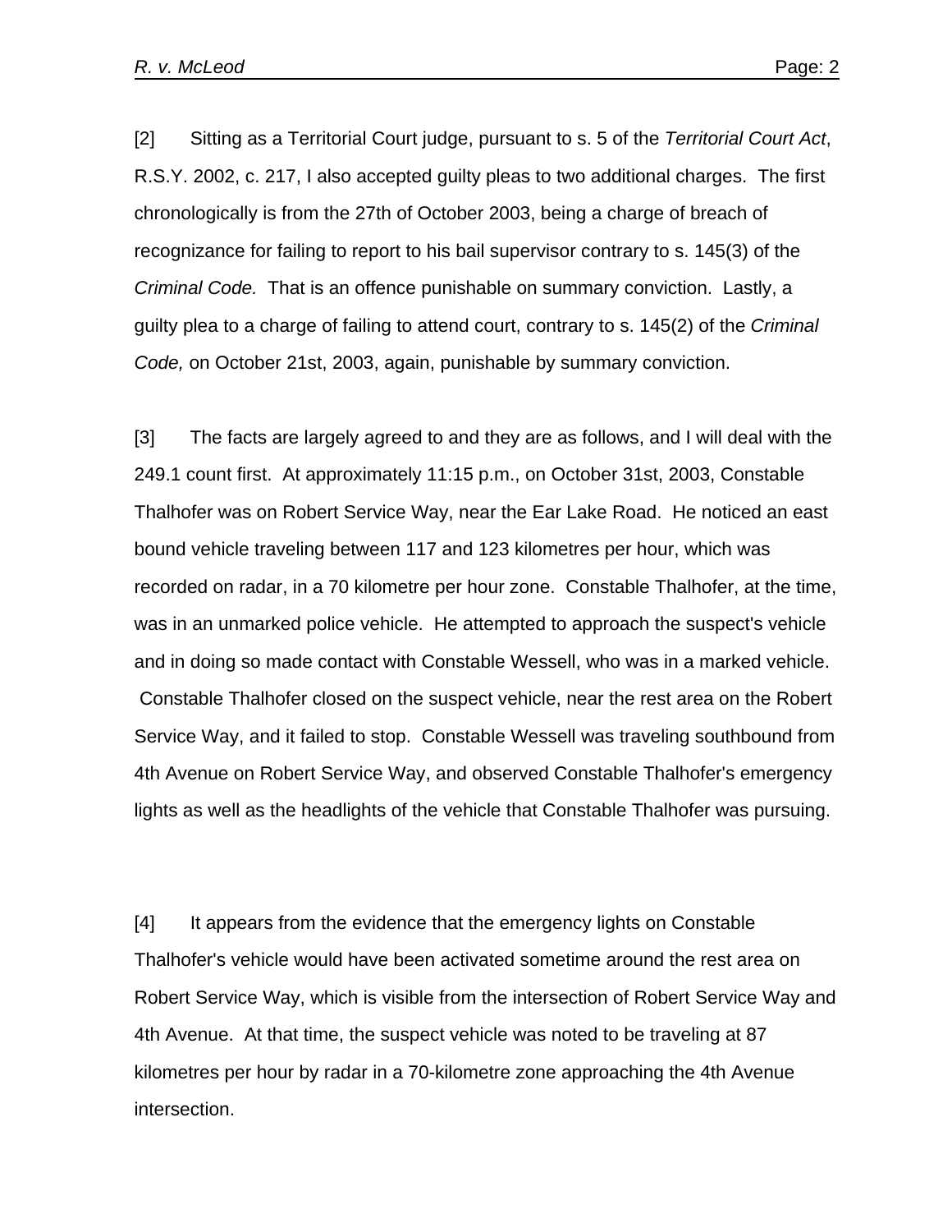[2] Sitting as a Territorial Court judge, pursuant to s. 5 of the *Territorial Court Act*, R.S.Y. 2002, c. 217, I also accepted guilty pleas to two additional charges. The first chronologically is from the 27th of October 2003, being a charge of breach of recognizance for failing to report to his bail supervisor contrary to s. 145(3) of the *Criminal Code.* That is an offence punishable on summary conviction. Lastly, a guilty plea to a charge of failing to attend court, contrary to s. 145(2) of the *Criminal Code,* on October 21st, 2003, again, punishable by summary conviction.

[3] The facts are largely agreed to and they are as follows, and I will deal with the 249.1 count first. At approximately 11:15 p.m., on October 31st, 2003, Constable Thalhofer was on Robert Service Way, near the Ear Lake Road. He noticed an east bound vehicle traveling between 117 and 123 kilometres per hour, which was recorded on radar, in a 70 kilometre per hour zone. Constable Thalhofer, at the time, was in an unmarked police vehicle. He attempted to approach the suspect's vehicle and in doing so made contact with Constable Wessell, who was in a marked vehicle. Constable Thalhofer closed on the suspect vehicle, near the rest area on the Robert Service Way, and it failed to stop. Constable Wessell was traveling southbound from 4th Avenue on Robert Service Way, and observed Constable Thalhofer's emergency lights as well as the headlights of the vehicle that Constable Thalhofer was pursuing.

[4] It appears from the evidence that the emergency lights on Constable Thalhofer's vehicle would have been activated sometime around the rest area on Robert Service Way, which is visible from the intersection of Robert Service Way and 4th Avenue. At that time, the suspect vehicle was noted to be traveling at 87 kilometres per hour by radar in a 70-kilometre zone approaching the 4th Avenue intersection.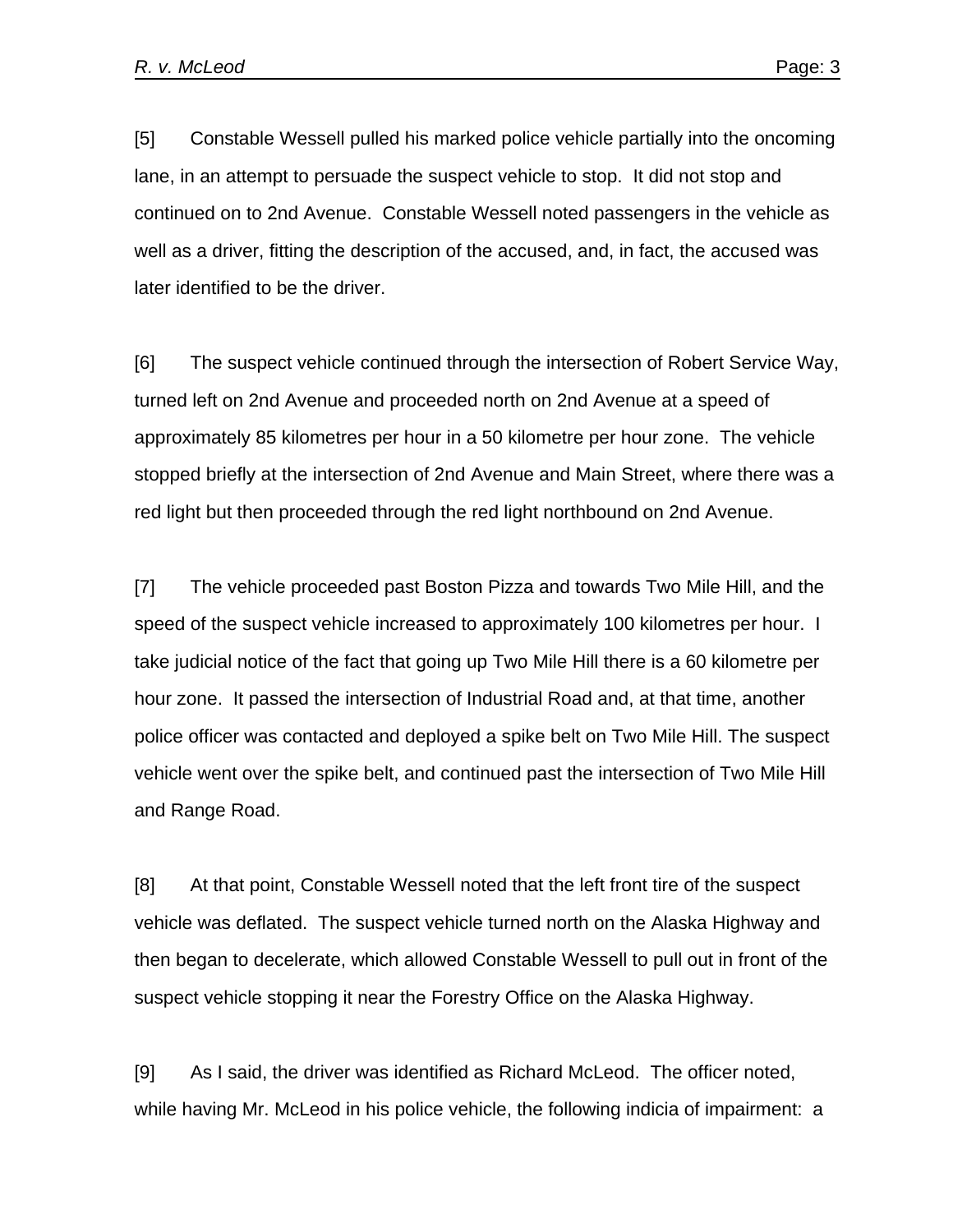[5] Constable Wessell pulled his marked police vehicle partially into the oncoming lane, in an attempt to persuade the suspect vehicle to stop. It did not stop and continued on to 2nd Avenue. Constable Wessell noted passengers in the vehicle as well as a driver, fitting the description of the accused, and, in fact, the accused was later identified to be the driver.

[6] The suspect vehicle continued through the intersection of Robert Service Way, turned left on 2nd Avenue and proceeded north on 2nd Avenue at a speed of approximately 85 kilometres per hour in a 50 kilometre per hour zone. The vehicle stopped briefly at the intersection of 2nd Avenue and Main Street, where there was a red light but then proceeded through the red light northbound on 2nd Avenue.

[7] The vehicle proceeded past Boston Pizza and towards Two Mile Hill, and the speed of the suspect vehicle increased to approximately 100 kilometres per hour. I take judicial notice of the fact that going up Two Mile Hill there is a 60 kilometre per hour zone. It passed the intersection of Industrial Road and, at that time, another police officer was contacted and deployed a spike belt on Two Mile Hill. The suspect vehicle went over the spike belt, and continued past the intersection of Two Mile Hill and Range Road.

[8] At that point, Constable Wessell noted that the left front tire of the suspect vehicle was deflated. The suspect vehicle turned north on the Alaska Highway and then began to decelerate, which allowed Constable Wessell to pull out in front of the suspect vehicle stopping it near the Forestry Office on the Alaska Highway.

[9] As I said, the driver was identified as Richard McLeod. The officer noted, while having Mr. McLeod in his police vehicle, the following indicia of impairment: a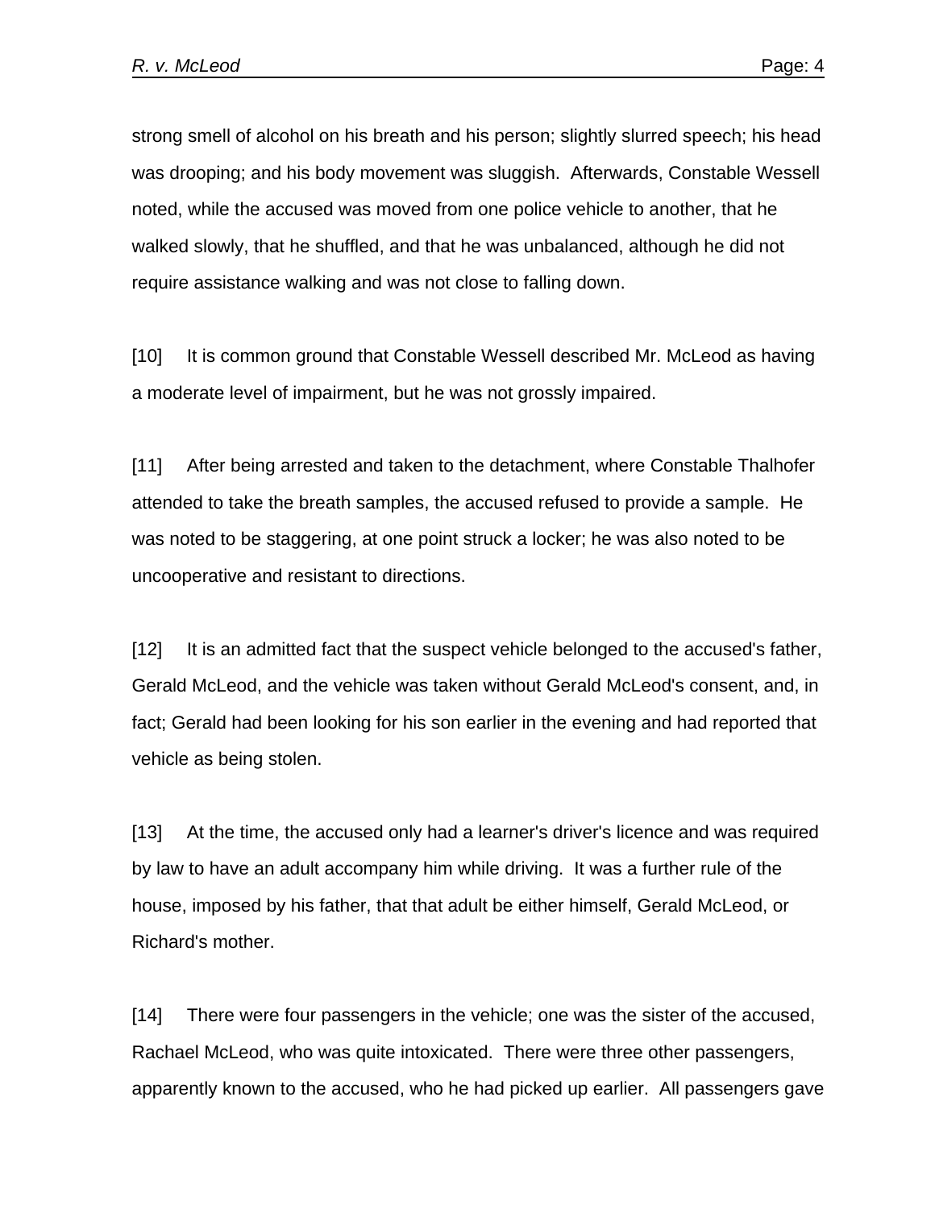strong smell of alcohol on his breath and his person; slightly slurred speech; his head was drooping; and his body movement was sluggish. Afterwards, Constable Wessell noted, while the accused was moved from one police vehicle to another, that he walked slowly, that he shuffled, and that he was unbalanced, although he did not require assistance walking and was not close to falling down.

[10] It is common ground that Constable Wessell described Mr. McLeod as having a moderate level of impairment, but he was not grossly impaired.

[11] After being arrested and taken to the detachment, where Constable Thalhofer attended to take the breath samples, the accused refused to provide a sample. He was noted to be staggering, at one point struck a locker; he was also noted to be uncooperative and resistant to directions.

[12] It is an admitted fact that the suspect vehicle belonged to the accused's father, Gerald McLeod, and the vehicle was taken without Gerald McLeod's consent, and, in fact; Gerald had been looking for his son earlier in the evening and had reported that vehicle as being stolen.

[13] At the time, the accused only had a learner's driver's licence and was required by law to have an adult accompany him while driving. It was a further rule of the house, imposed by his father, that that adult be either himself, Gerald McLeod, or Richard's mother.

[14] There were four passengers in the vehicle; one was the sister of the accused, Rachael McLeod, who was quite intoxicated. There were three other passengers, apparently known to the accused, who he had picked up earlier. All passengers gave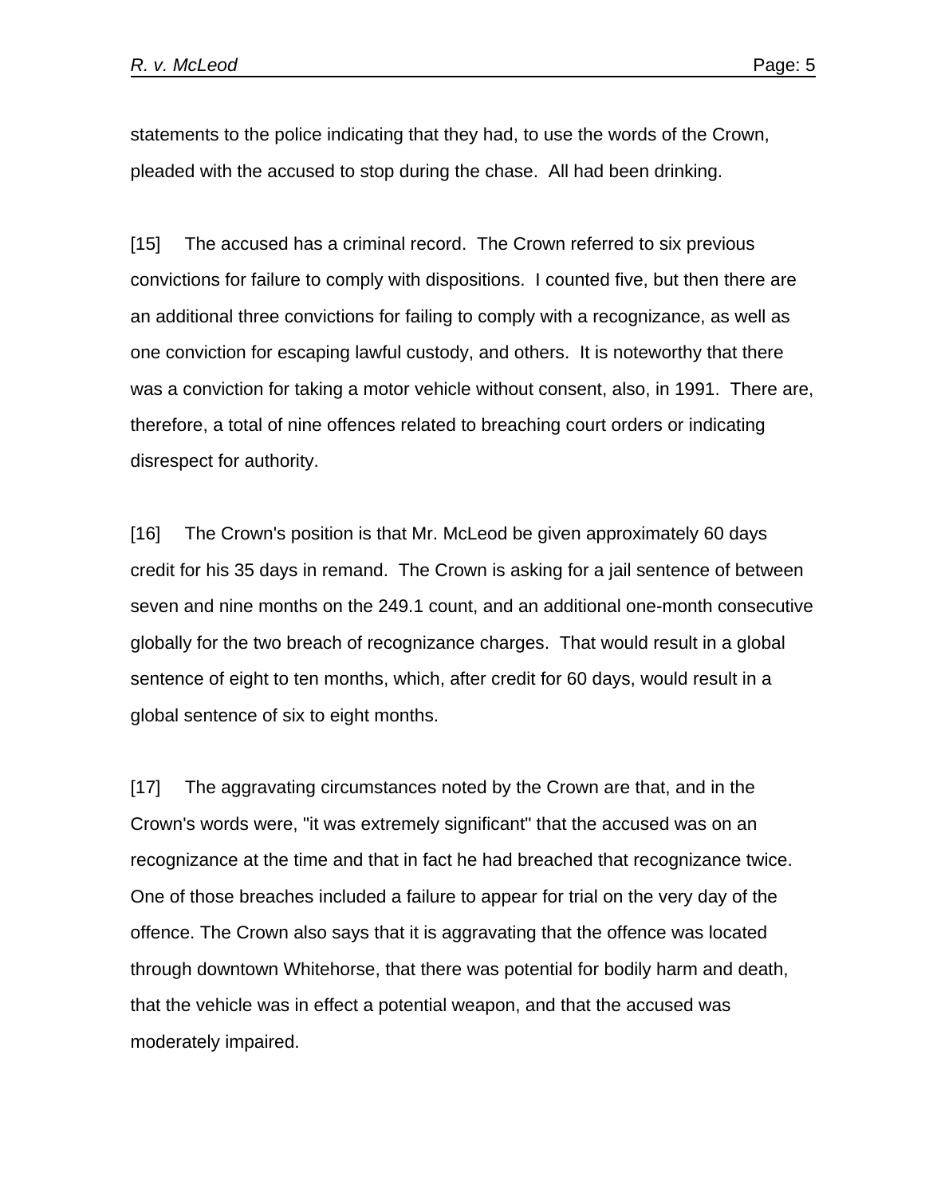statements to the police indicating that they had, to use the words of the Crown, pleaded with the accused to stop during the chase. All had been drinking.

[15] The accused has a criminal record. The Crown referred to six previous convictions for failure to comply with dispositions. I counted five, but then there are an additional three convictions for failing to comply with a recognizance, as well as one conviction for escaping lawful custody, and others. It is noteworthy that there was a conviction for taking a motor vehicle without consent, also, in 1991. There are, therefore, a total of nine offences related to breaching court orders or indicating disrespect for authority.

[16] The Crown's position is that Mr. McLeod be given approximately 60 days credit for his 35 days in remand. The Crown is asking for a jail sentence of between seven and nine months on the 249.1 count, and an additional one-month consecutive globally for the two breach of recognizance charges. That would result in a global sentence of eight to ten months, which, after credit for 60 days, would result in a global sentence of six to eight months.

[17] The aggravating circumstances noted by the Crown are that, and in the Crown's words were, "it was extremely significant" that the accused was on an recognizance at the time and that in fact he had breached that recognizance twice. One of those breaches included a failure to appear for trial on the very day of the offence. The Crown also says that it is aggravating that the offence was located through downtown Whitehorse, that there was potential for bodily harm and death, that the vehicle was in effect a potential weapon, and that the accused was moderately impaired.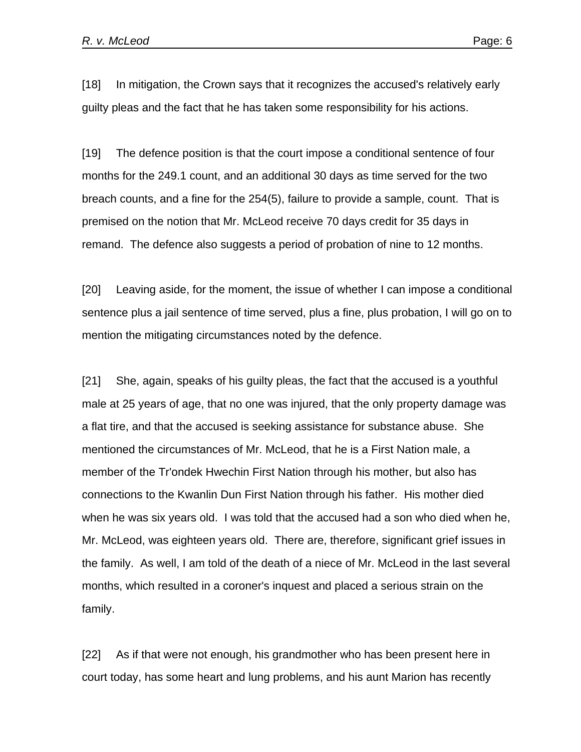[18] In mitigation, the Crown says that it recognizes the accused's relatively early guilty pleas and the fact that he has taken some responsibility for his actions.

[19] The defence position is that the court impose a conditional sentence of four months for the 249.1 count, and an additional 30 days as time served for the two breach counts, and a fine for the 254(5), failure to provide a sample, count. That is premised on the notion that Mr. McLeod receive 70 days credit for 35 days in remand. The defence also suggests a period of probation of nine to 12 months.

[20] Leaving aside, for the moment, the issue of whether I can impose a conditional sentence plus a jail sentence of time served, plus a fine, plus probation, I will go on to mention the mitigating circumstances noted by the defence.

[21] She, again, speaks of his guilty pleas, the fact that the accused is a youthful male at 25 years of age, that no one was injured, that the only property damage was a flat tire, and that the accused is seeking assistance for substance abuse. She mentioned the circumstances of Mr. McLeod, that he is a First Nation male, a member of the Tr'ondek Hwechin First Nation through his mother, but also has connections to the Kwanlin Dun First Nation through his father. His mother died when he was six years old. I was told that the accused had a son who died when he, Mr. McLeod, was eighteen years old. There are, therefore, significant grief issues in the family. As well, I am told of the death of a niece of Mr. McLeod in the last several months, which resulted in a coroner's inquest and placed a serious strain on the family.

[22] As if that were not enough, his grandmother who has been present here in court today, has some heart and lung problems, and his aunt Marion has recently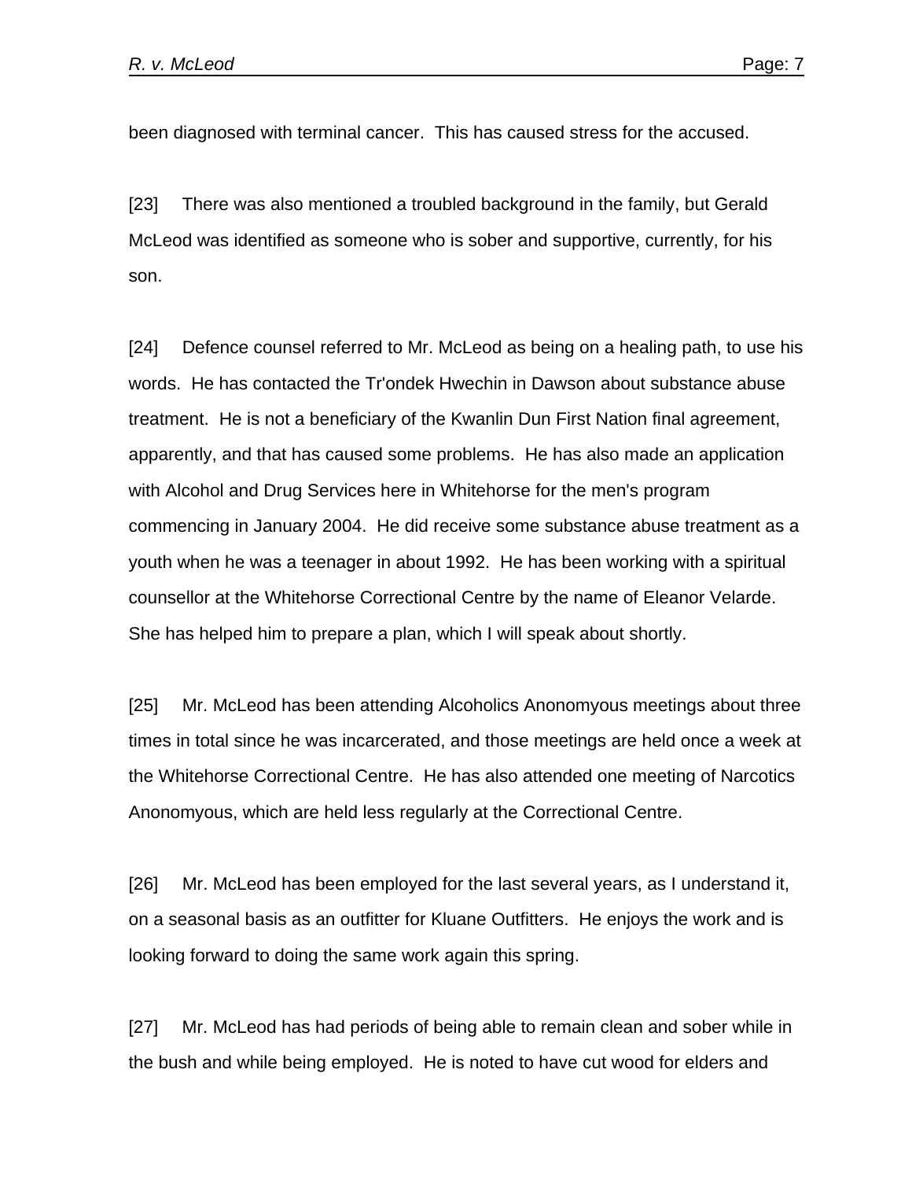been diagnosed with terminal cancer.  This has caused stress for the accused.

[23]     There was also mentioned a troubled background in the family, but Gerald McLeod was identified as someone who is sober and supportive, currently, for his son.

[24]     Defence counsel referred to Mr. McLeod as being on a healing path, to use his words.  He has contacted the Tr'ondek Hwechin in Dawson about substance abuse treatment.  He is not a beneficiary of the Kwanlin Dun First Nation final agreement, apparently, and that has caused some problems.  He has also made an application with Alcohol and Drug Services here in Whitehorse for the men's program commencing in January 2004.  He did receive some substance abuse treatment as a youth when he was a teenager in about 1992.  He has been working with a spiritual counsellor at the Whitehorse Correctional Centre by the name of Eleanor Velarde.  She has helped him to prepare a plan, which I will speak about shortly.

[25]     Mr. McLeod has been attending Alcoholics Anonomyous meetings about three times in total since he was incarcerated, and those meetings are held once a week at the Whitehorse Correctional Centre.  He has also attended one meeting of Narcotics Anonomyous, which are held less regularly at the Correctional Centre.

[26]     Mr. McLeod has been employed for the last several years, as I understand it, on a seasonal basis as an outfitter for Kluane Outfitters.  He enjoys the work and is looking forward to doing the same work again this spring.

[27]     Mr. McLeod has had periods of being able to remain clean and sober while in the bush and while being employed.  He is noted to have cut wood for elders and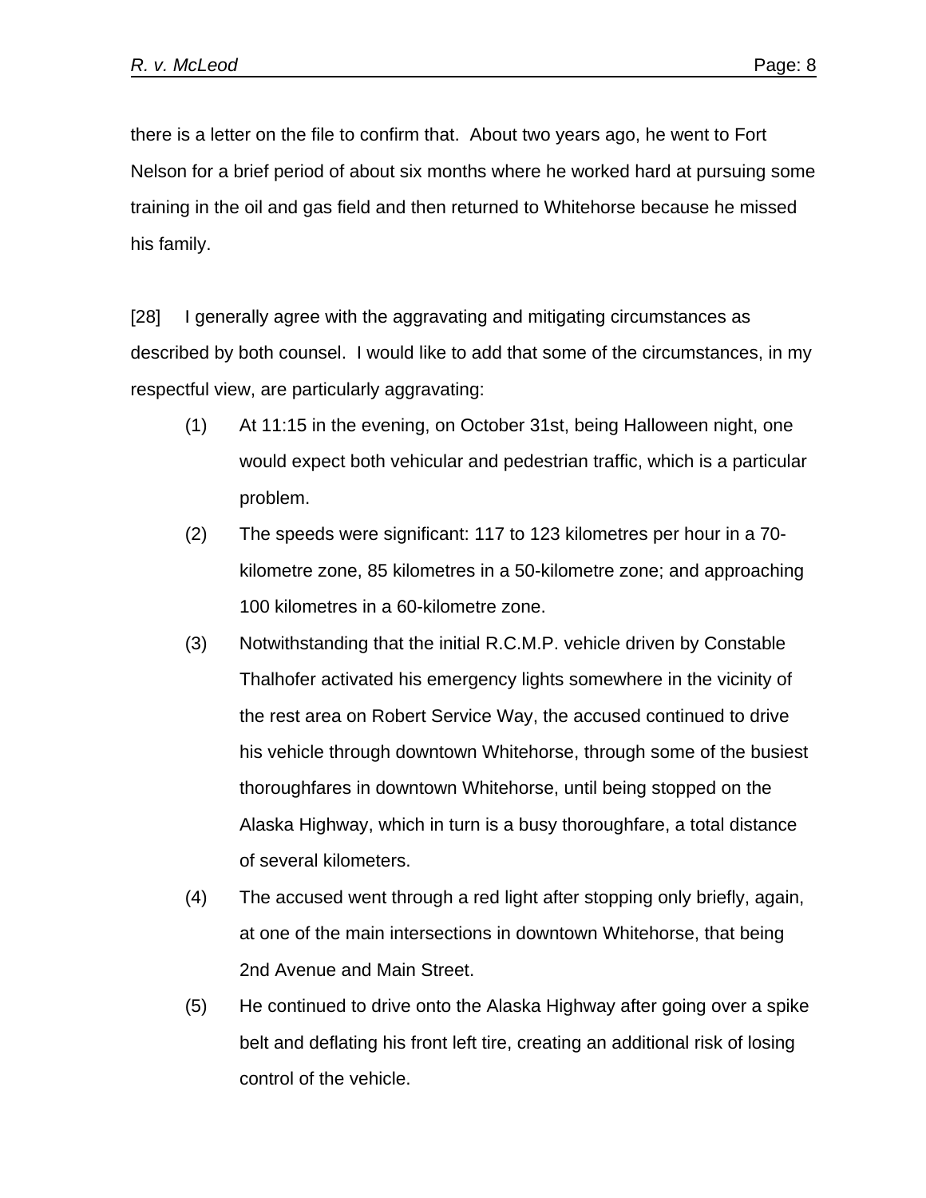there is a letter on the file to confirm that. About two years ago, he went to Fort Nelson for a brief period of about six months where he worked hard at pursuing some training in the oil and gas field and then returned to Whitehorse because he missed his family.

[28] I generally agree with the aggravating and mitigating circumstances as described by both counsel. I would like to add that some of the circumstances, in my respectful view, are particularly aggravating:

(1) At 11:15 in the evening, on October 31st, being Halloween night, one would expect both vehicular and pedestrian traffic, which is a particular problem.

(2) The speeds were significant: 117 to 123 kilometres per hour in a 70-kilometre zone, 85 kilometres in a 50-kilometre zone; and approaching 100 kilometres in a 60-kilometre zone.

(3) Notwithstanding that the initial R.C.M.P. vehicle driven by Constable Thalhofer activated his emergency lights somewhere in the vicinity of the rest area on Robert Service Way, the accused continued to drive his vehicle through downtown Whitehorse, through some of the busiest thoroughfares in downtown Whitehorse, until being stopped on the Alaska Highway, which in turn is a busy thoroughfare, a total distance of several kilometers.

(4) The accused went through a red light after stopping only briefly, again, at one of the main intersections in downtown Whitehorse, that being 2nd Avenue and Main Street.

(5) He continued to drive onto the Alaska Highway after going over a spike belt and deflating his front left tire, creating an additional risk of losing control of the vehicle.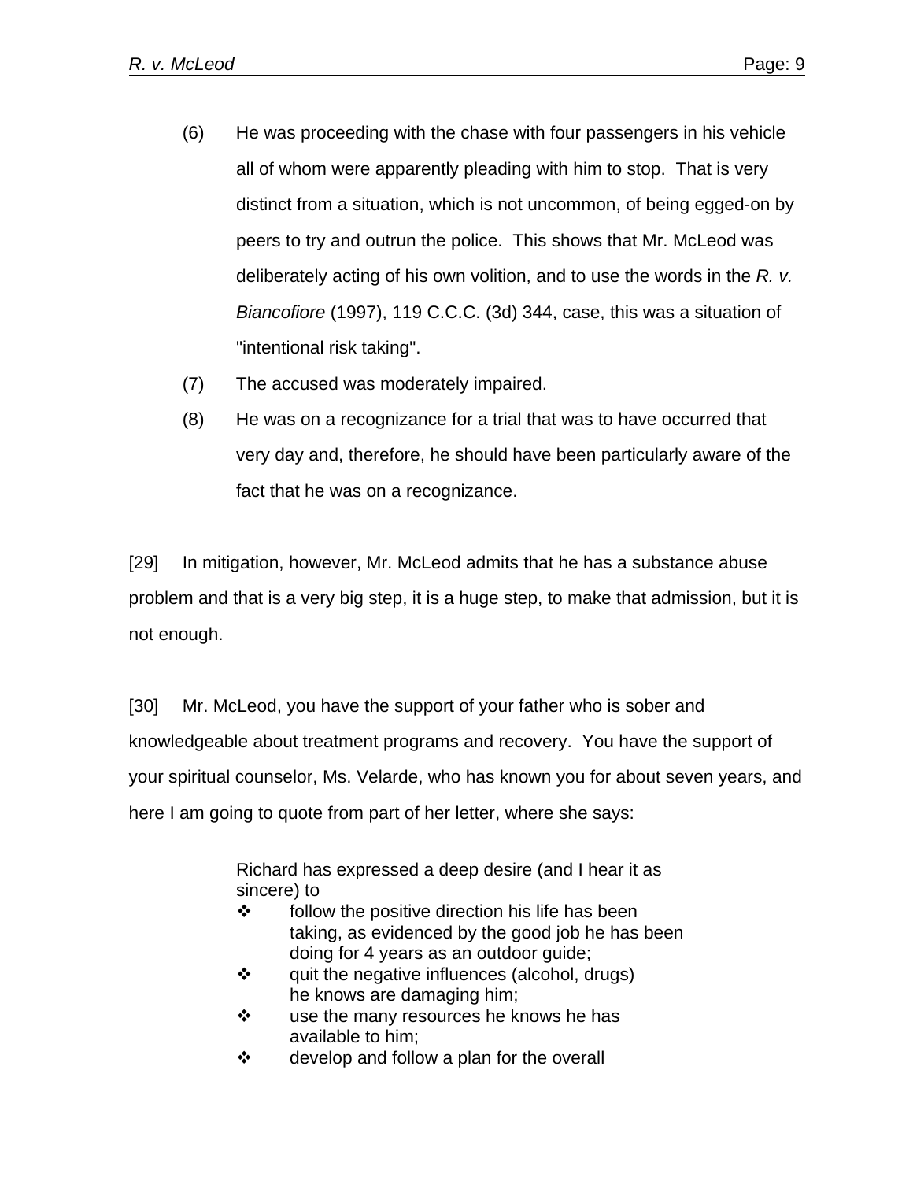(6) He was proceeding with the chase with four passengers in his vehicle all of whom were apparently pleading with him to stop. That is very distinct from a situation, which is not uncommon, of being egged-on by peers to try and outrun the police. This shows that Mr. McLeod was deliberately acting of his own volition, and to use the words in the *R. v. Biancofiore* (1997), 119 C.C.C. (3d) 344, case, this was a situation of "intentional risk taking".

(7) The accused was moderately impaired.

(8) He was on a recognizance for a trial that was to have occurred that very day and, therefore, he should have been particularly aware of the fact that he was on a recognizance.

[29] In mitigation, however, Mr. McLeod admits that he has a substance abuse problem and that is a very big step, it is a huge step, to make that admission, but it is not enough.

[30] Mr. McLeod, you have the support of your father who is sober and knowledgeable about treatment programs and recovery. You have the support of your spiritual counselor, Ms. Velarde, who has known you for about seven years, and here I am going to quote from part of her letter, where she says:

> Richard has expressed a deep desire (and I hear it as sincere) to
>
> - follow the positive direction his life has been taking, as evidenced by the good job he has been doing for 4 years as an outdoor guide;
> - quit the negative influences (alcohol, drugs) he knows are damaging him;
> - use the many resources he knows he has available to him;
> - develop and follow a plan for the overall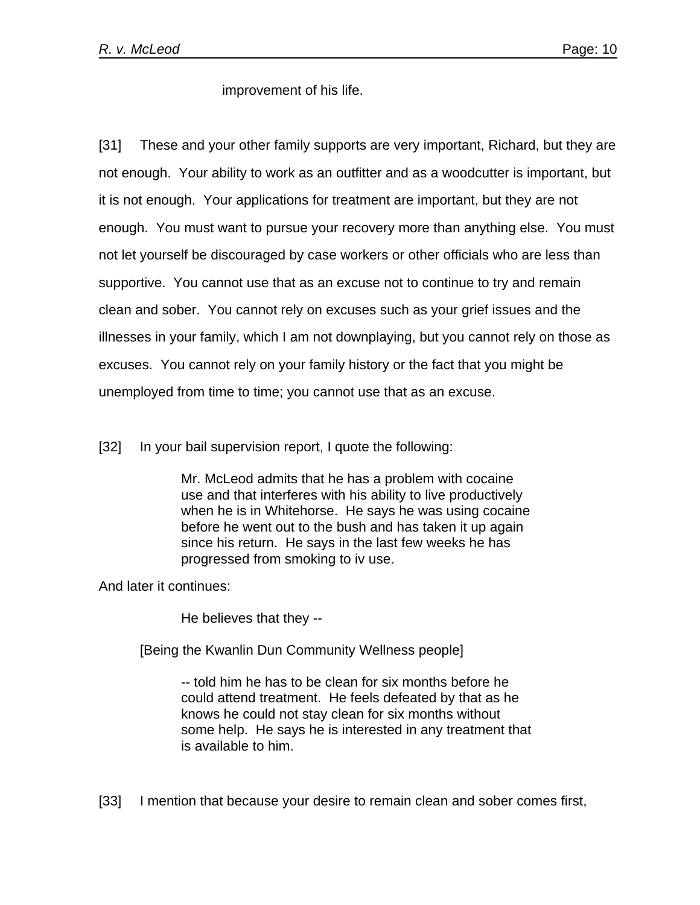improvement of his life.

[31] These and your other family supports are very important, Richard, but they are not enough. Your ability to work as an outfitter and as a woodcutter is important, but it is not enough. Your applications for treatment are important, but they are not enough. You must want to pursue your recovery more than anything else. You must not let yourself be discouraged by case workers or other officials who are less than supportive. You cannot use that as an excuse not to continue to try and remain clean and sober. You cannot rely on excuses such as your grief issues and the illnesses in your family, which I am not downplaying, but you cannot rely on those as excuses. You cannot rely on your family history or the fact that you might be unemployed from time to time; you cannot use that as an excuse.

[32] In your bail supervision report, I quote the following:

> Mr. McLeod admits that he has a problem with cocaine use and that interferes with his ability to live productively when he is in Whitehorse. He says he was using cocaine before he went out to the bush and has taken it up again since his return. He says in the last few weeks he has progressed from smoking to iv use.

And later it continues:

> He believes that they --

[Being the Kwanlin Dun Community Wellness people]

> -- told him he has to be clean for six months before he could attend treatment. He feels defeated by that as he knows he could not stay clean for six months without some help. He says he is interested in any treatment that is available to him.

[33] I mention that because your desire to remain clean and sober comes first,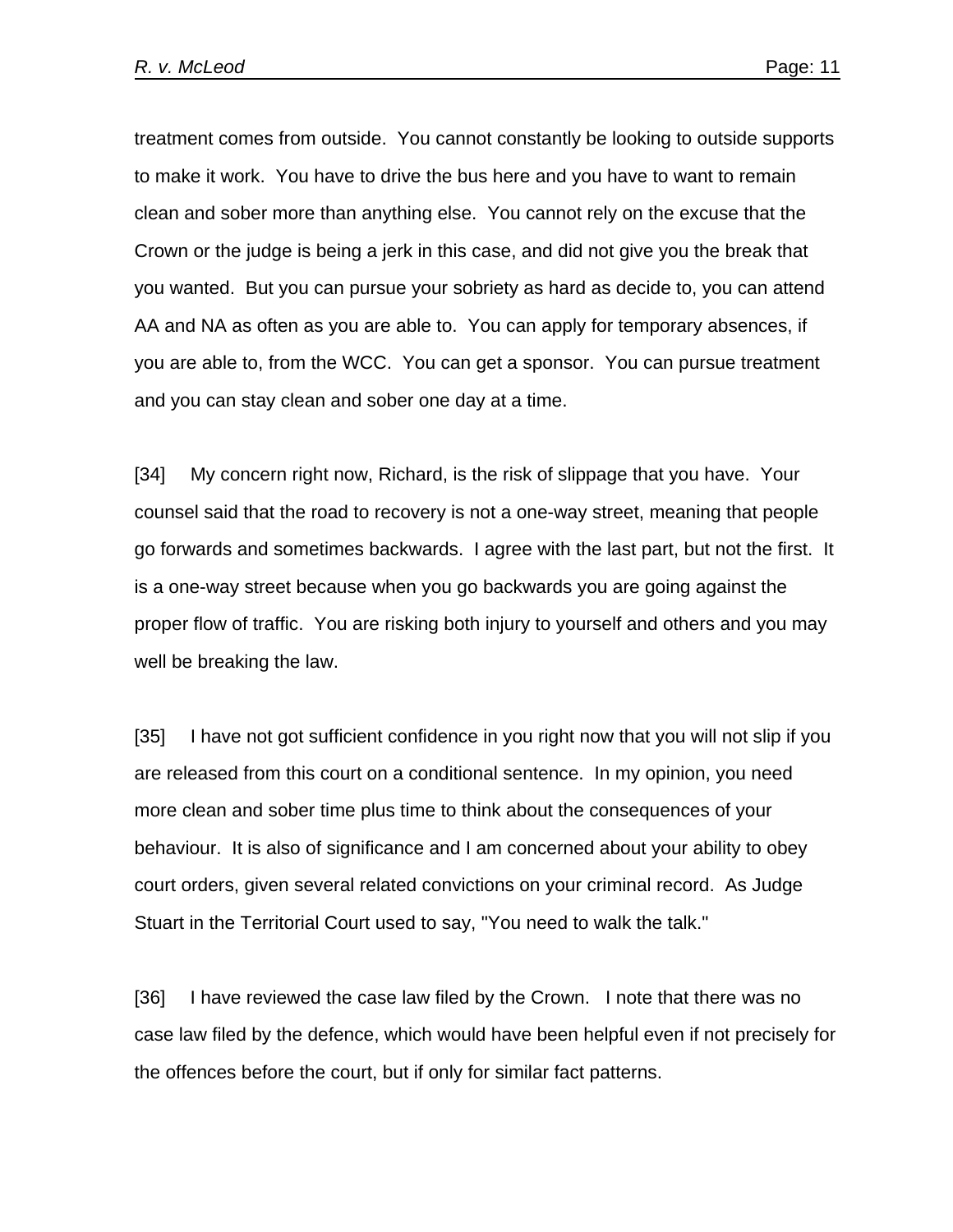treatment comes from outside. You cannot constantly be looking to outside supports to make it work. You have to drive the bus here and you have to want to remain clean and sober more than anything else. You cannot rely on the excuse that the Crown or the judge is being a jerk in this case, and did not give you the break that you wanted. But you can pursue your sobriety as hard as decide to, you can attend AA and NA as often as you are able to. You can apply for temporary absences, if you are able to, from the WCC. You can get a sponsor. You can pursue treatment and you can stay clean and sober one day at a time.

[34] My concern right now, Richard, is the risk of slippage that you have. Your counsel said that the road to recovery is not a one-way street, meaning that people go forwards and sometimes backwards. I agree with the last part, but not the first. It is a one-way street because when you go backwards you are going against the proper flow of traffic. You are risking both injury to yourself and others and you may well be breaking the law.

[35] I have not got sufficient confidence in you right now that you will not slip if you are released from this court on a conditional sentence. In my opinion, you need more clean and sober time plus time to think about the consequences of your behaviour. It is also of significance and I am concerned about your ability to obey court orders, given several related convictions on your criminal record. As Judge Stuart in the Territorial Court used to say, "You need to walk the talk."

[36] I have reviewed the case law filed by the Crown. I note that there was no case law filed by the defence, which would have been helpful even if not precisely for the offences before the court, but if only for similar fact patterns.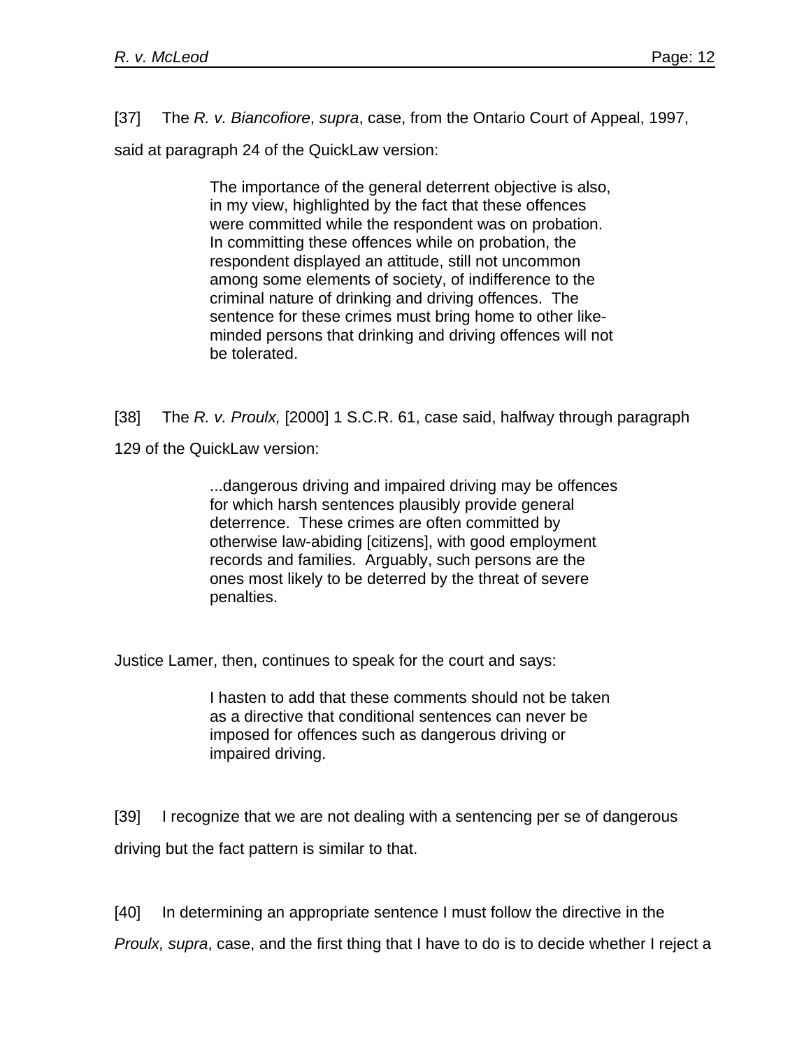[37] The *R. v. Biancofiore*, *supra*, case, from the Ontario Court of Appeal, 1997, said at paragraph 24 of the QuickLaw version:

> The importance of the general deterrent objective is also, in my view, highlighted by the fact that these offences were committed while the respondent was on probation. In committing these offences while on probation, the respondent displayed an attitude, still not uncommon among some elements of society, of indifference to the criminal nature of drinking and driving offences. The sentence for these crimes must bring home to other like-minded persons that drinking and driving offences will not be tolerated.

[38] The *R. v. Proulx,* [2000] 1 S.C.R. 61, case said, halfway through paragraph 129 of the QuickLaw version:

> ...dangerous driving and impaired driving may be offences for which harsh sentences plausibly provide general deterrence. These crimes are often committed by otherwise law-abiding [citizens], with good employment records and families. Arguably, such persons are the ones most likely to be deterred by the threat of severe penalties.

Justice Lamer, then, continues to speak for the court and says:

> I hasten to add that these comments should not be taken as a directive that conditional sentences can never be imposed for offences such as dangerous driving or impaired driving.

[39] I recognize that we are not dealing with a sentencing per se of dangerous driving but the fact pattern is similar to that.

[40] In determining an appropriate sentence I must follow the directive in the *Proulx, supra*, case, and the first thing that I have to do is to decide whether I reject a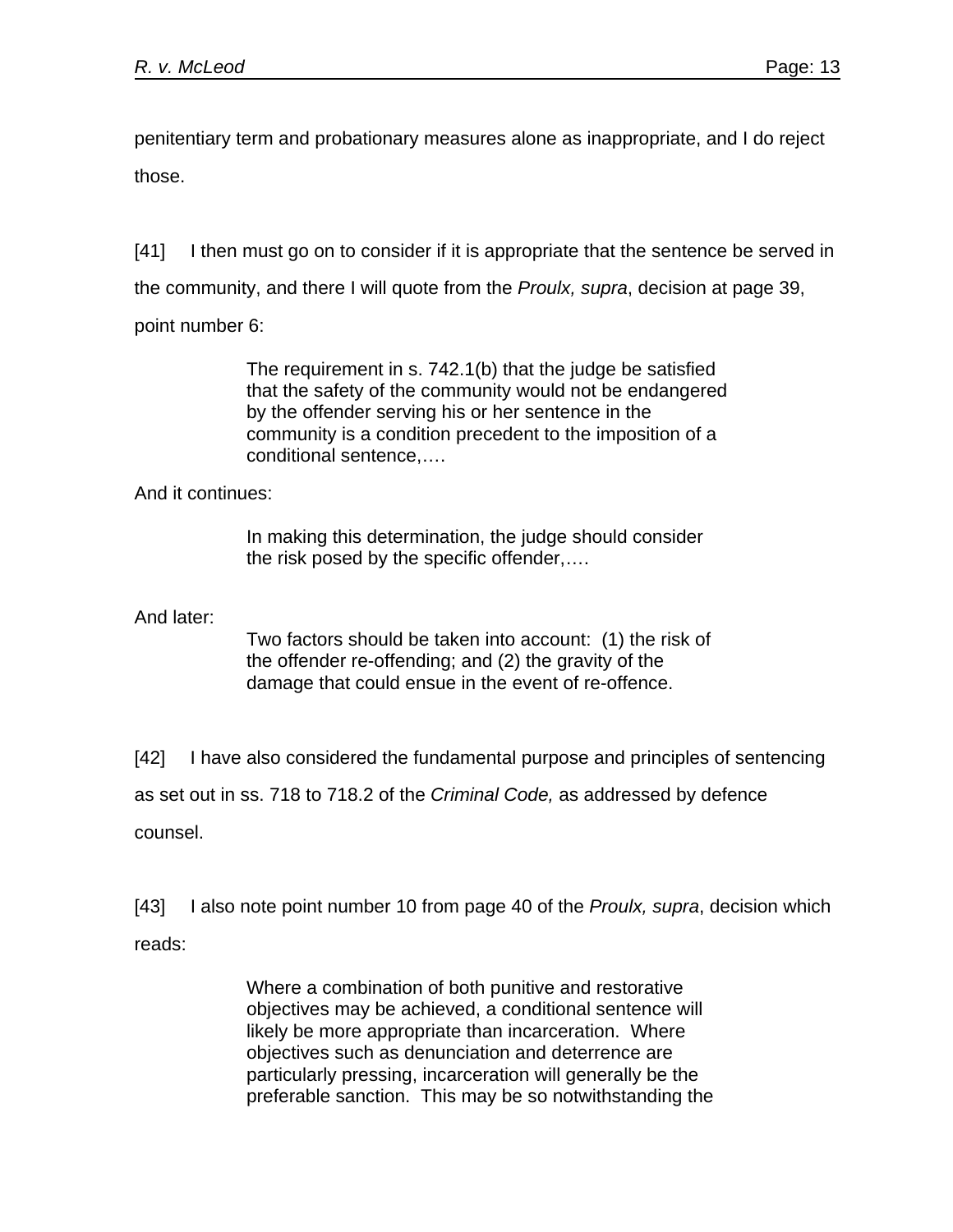penitentiary term and probationary measures alone as inappropriate, and I do reject those.

[41] I then must go on to consider if it is appropriate that the sentence be served in the community, and there I will quote from the *Proulx, supra*, decision at page 39, point number 6:

> The requirement in s. 742.1(b) that the judge be satisfied that the safety of the community would not be endangered by the offender serving his or her sentence in the community is a condition precedent to the imposition of a conditional sentence,….

And it continues:

> In making this determination, the judge should consider the risk posed by the specific offender,….

And later:

> Two factors should be taken into account: (1) the risk of the offender re-offending; and (2) the gravity of the damage that could ensue in the event of re-offence.

[42] I have also considered the fundamental purpose and principles of sentencing as set out in ss. 718 to 718.2 of the *Criminal Code,* as addressed by defence counsel.

[43] I also note point number 10 from page 40 of the *Proulx, supra*, decision which reads:

> Where a combination of both punitive and restorative objectives may be achieved, a conditional sentence will likely be more appropriate than incarceration. Where objectives such as denunciation and deterrence are particularly pressing, incarceration will generally be the preferable sanction. This may be so notwithstanding the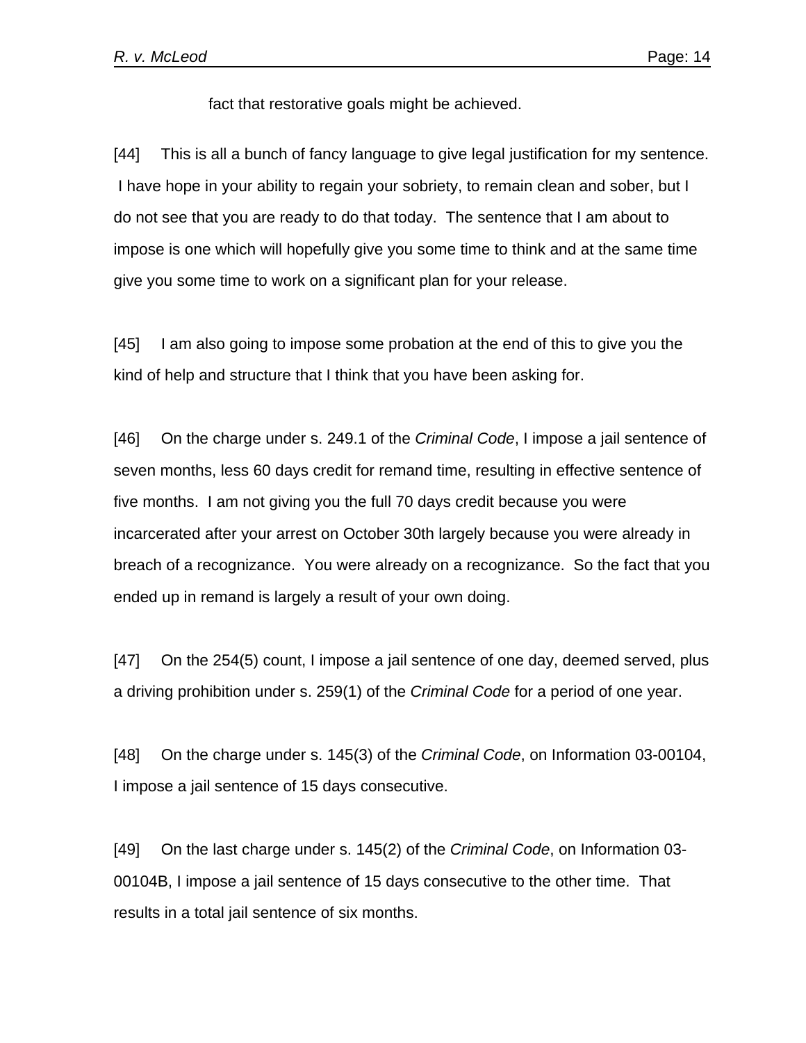fact that restorative goals might be achieved.

[44] This is all a bunch of fancy language to give legal justification for my sentence. I have hope in your ability to regain your sobriety, to remain clean and sober, but I do not see that you are ready to do that today. The sentence that I am about to impose is one which will hopefully give you some time to think and at the same time give you some time to work on a significant plan for your release.

[45] I am also going to impose some probation at the end of this to give you the kind of help and structure that I think that you have been asking for.

[46] On the charge under s. 249.1 of the *Criminal Code*, I impose a jail sentence of seven months, less 60 days credit for remand time, resulting in effective sentence of five months. I am not giving you the full 70 days credit because you were incarcerated after your arrest on October 30th largely because you were already in breach of a recognizance. You were already on a recognizance. So the fact that you ended up in remand is largely a result of your own doing.

[47] On the 254(5) count, I impose a jail sentence of one day, deemed served, plus a driving prohibition under s. 259(1) of the *Criminal Code* for a period of one year.

[48] On the charge under s. 145(3) of the *Criminal Code*, on Information 03-00104, I impose a jail sentence of 15 days consecutive.

[49] On the last charge under s. 145(2) of the *Criminal Code*, on Information 03-00104B, I impose a jail sentence of 15 days consecutive to the other time. That results in a total jail sentence of six months.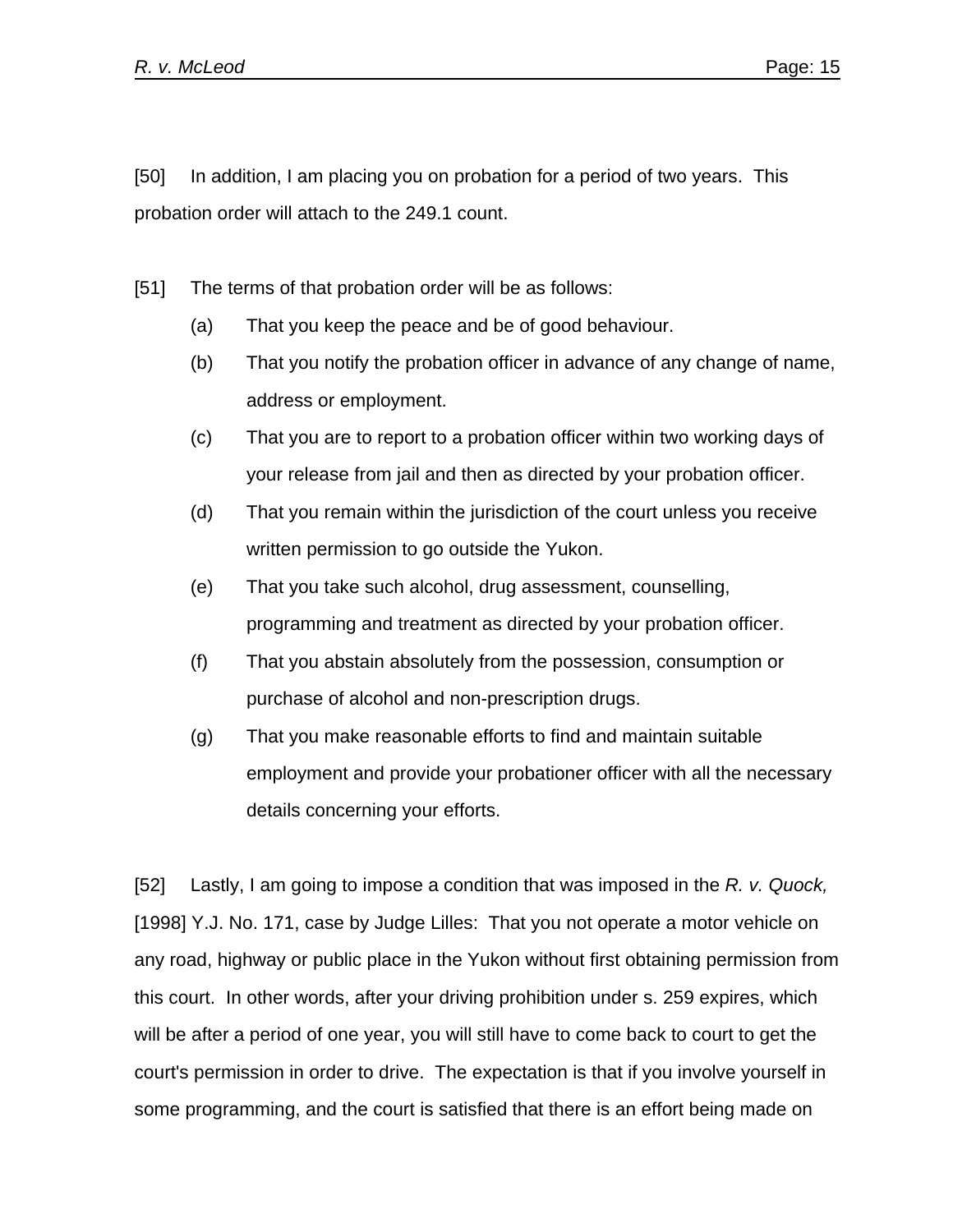[50] In addition, I am placing you on probation for a period of two years. This probation order will attach to the 249.1 count.

[51] The terms of that probation order will be as follows:

(a) That you keep the peace and be of good behaviour.

(b) That you notify the probation officer in advance of any change of name, address or employment.

(c) That you are to report to a probation officer within two working days of your release from jail and then as directed by your probation officer.

(d) That you remain within the jurisdiction of the court unless you receive written permission to go outside the Yukon.

(e) That you take such alcohol, drug assessment, counselling, programming and treatment as directed by your probation officer.

(f) That you abstain absolutely from the possession, consumption or purchase of alcohol and non-prescription drugs.

(g) That you make reasonable efforts to find and maintain suitable employment and provide your probationer officer with all the necessary details concerning your efforts.

[52] Lastly, I am going to impose a condition that was imposed in the *R. v. Quock,* [1998] Y.J. No. 171, case by Judge Lilles: That you not operate a motor vehicle on any road, highway or public place in the Yukon without first obtaining permission from this court. In other words, after your driving prohibition under s. 259 expires, which will be after a period of one year, you will still have to come back to court to get the court's permission in order to drive. The expectation is that if you involve yourself in some programming, and the court is satisfied that there is an effort being made on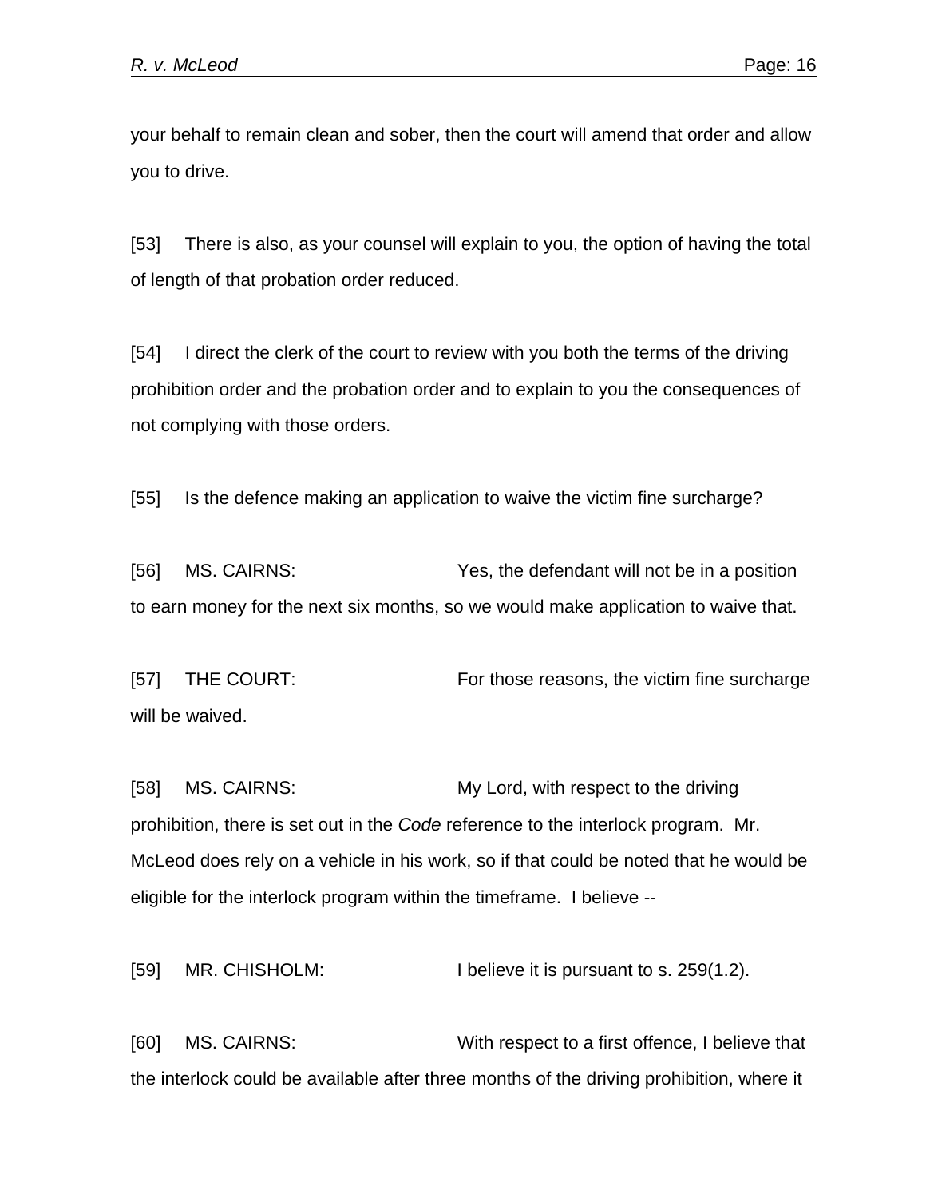your behalf to remain clean and sober, then the court will amend that order and allow you to drive.

[53] There is also, as your counsel will explain to you, the option of having the total of length of that probation order reduced.

[54] I direct the clerk of the court to review with you both the terms of the driving prohibition order and the probation order and to explain to you the consequences of not complying with those orders.

[55] Is the defence making an application to waive the victim fine surcharge?

[56] MS. CAIRNS: Yes, the defendant will not be in a position to earn money for the next six months, so we would make application to waive that.

[57] THE COURT: For those reasons, the victim fine surcharge will be waived.

[58] MS. CAIRNS: My Lord, with respect to the driving prohibition, there is set out in the *Code* reference to the interlock program. Mr. McLeod does rely on a vehicle in his work, so if that could be noted that he would be eligible for the interlock program within the timeframe. I believe --

[59] MR. CHISHOLM: I believe it is pursuant to s. 259(1.2).

[60] MS. CAIRNS: With respect to a first offence, I believe that the interlock could be available after three months of the driving prohibition, where it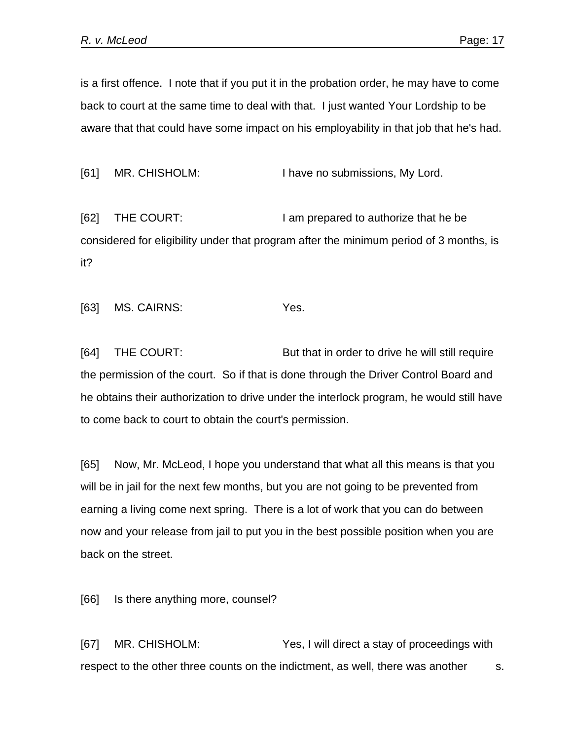is a first offence. I note that if you put it in the probation order, he may have to come back to court at the same time to deal with that. I just wanted Your Lordship to be aware that that could have some impact on his employability in that job that he's had.

[61] MR. CHISHOLM: I have no submissions, My Lord.

[62] THE COURT: I am prepared to authorize that he be considered for eligibility under that program after the minimum period of 3 months, is it?

[63] MS. CAIRNS: Yes.

[64] THE COURT: But that in order to drive he will still require the permission of the court. So if that is done through the Driver Control Board and he obtains their authorization to drive under the interlock program, he would still have to come back to court to obtain the court's permission.

[65] Now, Mr. McLeod, I hope you understand that what all this means is that you will be in jail for the next few months, but you are not going to be prevented from earning a living come next spring. There is a lot of work that you can do between now and your release from jail to put you in the best possible position when you are back on the street.

[66] Is there anything more, counsel?

[67] MR. CHISHOLM: Yes, I will direct a stay of proceedings with respect to the other three counts on the indictment, as well, there was another s.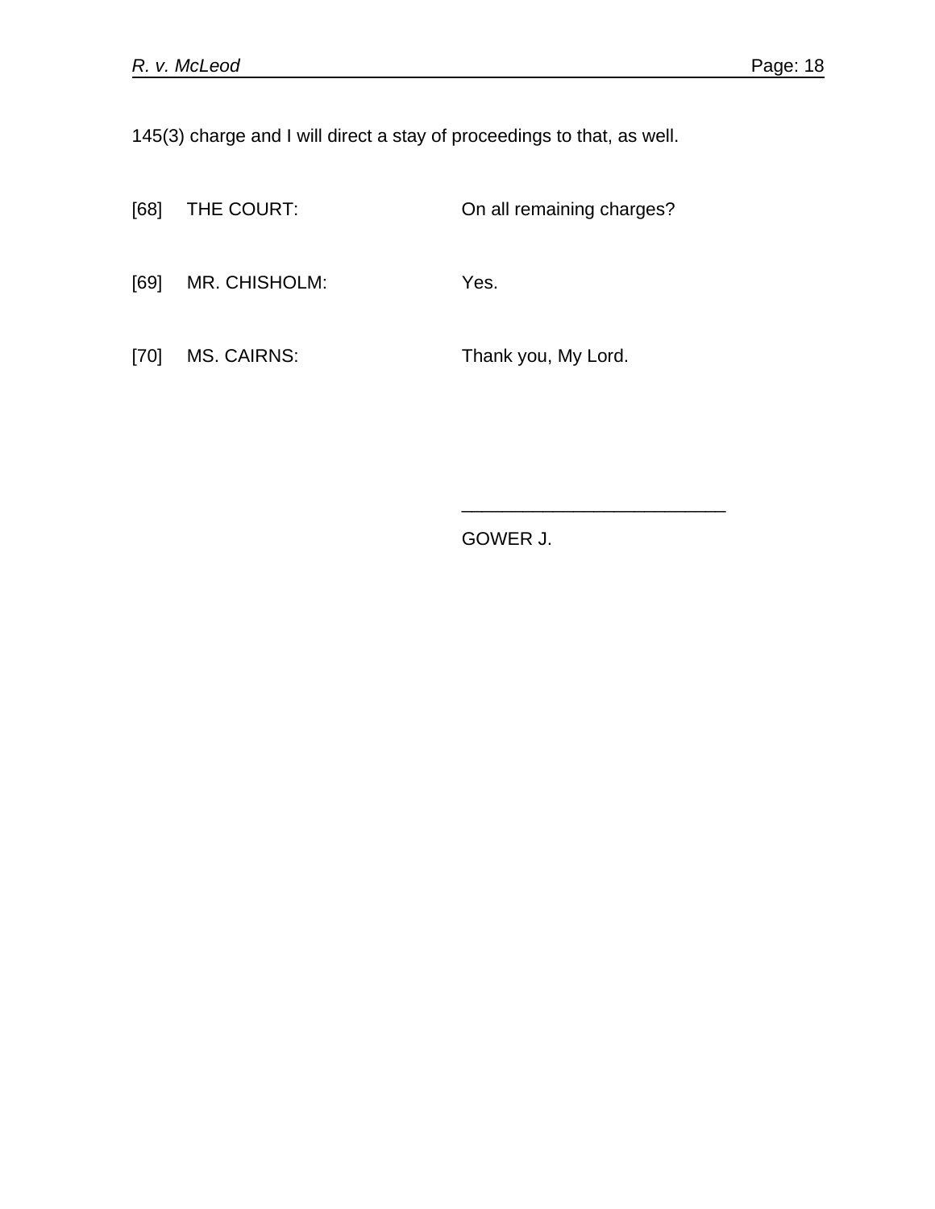145(3) charge and I will direct a stay of proceedings to that, as well.

[68] THE COURT: On all remaining charges?

[69] MR. CHISHOLM: Yes.

[70] MS. CAIRNS: Thank you, My Lord.

\_\_\_\_\_\_\_\_\_\_\_\_\_\_\_\_\_\_\_\_\_\_\_\_\_\_\_\_

GOWER J.